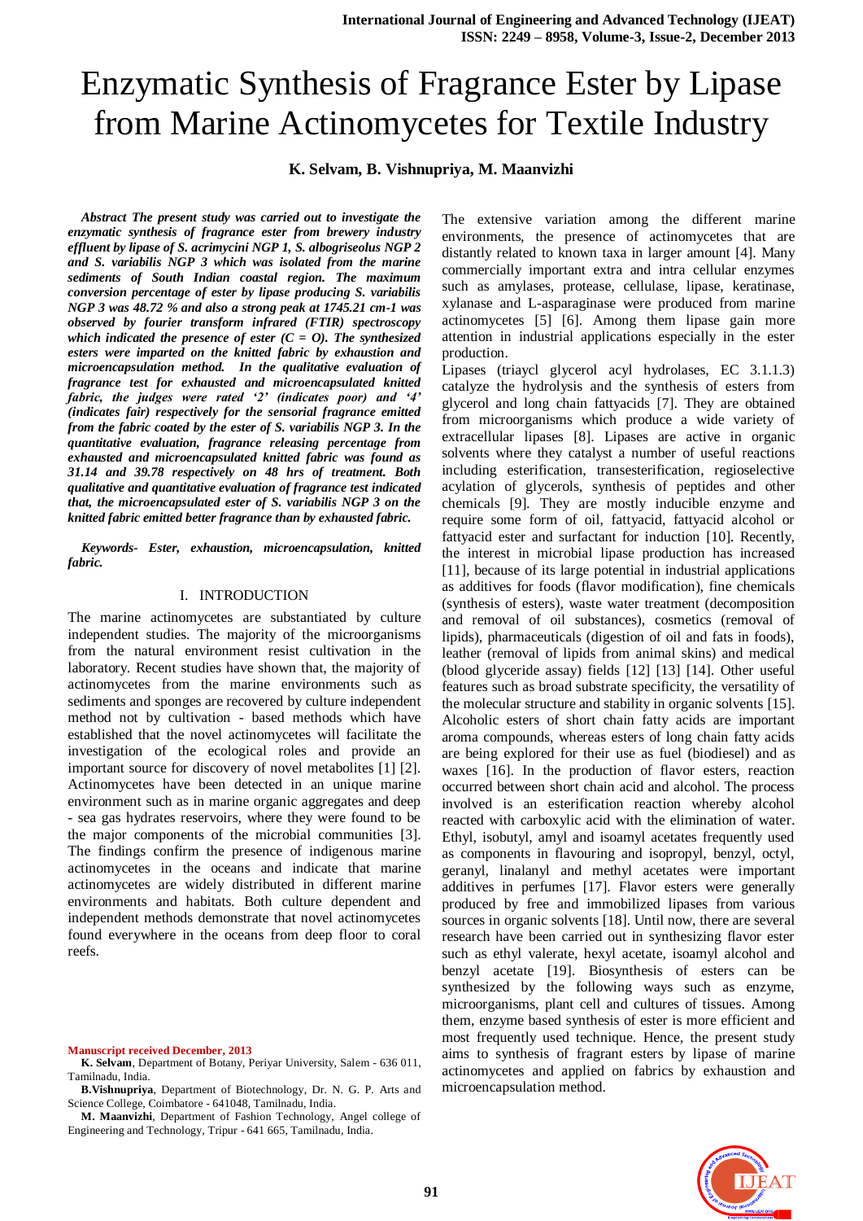# Enzymatic Synthesis of Fragrance Ester by Lipase from Marine Actinomycetes for Textile Industry

**K. Selvam, B. Vishnupriya, M. Maanvizhi**

***Abstract** The present study was carried out to investigate the enzymatic synthesis of fragrance ester from brewery industry effluent by lipase of S. acrimycini NGP 1, S. albogriseolus NGP 2 and S. variabilis NGP 3 which was isolated from the marine sediments of South Indian coastal region. The maximum conversion percentage of ester by lipase producing S. variabilis NGP 3 was 48.72 % and also a strong peak at 1745.21 cm-1 was observed by fourier transform infrared (FTIR) spectroscopy which indicated the presence of ester (C = O). The synthesized esters were imparted on the knitted fabric by exhaustion and microencapsulation method. In the qualitative evaluation of fragrance test for exhausted and microencapsulated knitted fabric, the judges were rated '2' (indicates poor) and '4' (indicates fair) respectively for the sensorial fragrance emitted from the fabric coated by the ester of S. variabilis NGP 3. In the quantitative evaluation, fragrance releasing percentage from exhausted and microencapsulated knitted fabric was found as 31.14 and 39.78 respectively on 48 hrs of treatment. Both qualitative and quantitative evaluation of fragrance test indicated that, the microencapsulated ester of S. variabilis NGP 3 on the knitted fabric emitted better fragrance than by exhausted fabric.*

***Keywords-** Ester, exhaustion, microencapsulation, knitted fabric.*

## I. INTRODUCTION

The marine actinomycetes are substantiated by culture independent studies. The majority of the microorganisms from the natural environment resist cultivation in the laboratory. Recent studies have shown that, the majority of actinomycetes from the marine environments such as sediments and sponges are recovered by culture independent method not by cultivation - based methods which have established that the novel actinomycetes will facilitate the investigation of the ecological roles and provide an important source for discovery of novel metabolites [1] [2]. Actinomycetes have been detected in an unique marine environment such as in marine organic aggregates and deep - sea gas hydrates reservoirs, where they were found to be the major components of the microbial communities [3]. The findings confirm the presence of indigenous marine actinomycetes in the oceans and indicate that marine actinomycetes are widely distributed in different marine environments and habitats. Both culture dependent and independent methods demonstrate that novel actinomycetes found everywhere in the oceans from deep floor to coral reefs.

The extensive variation among the different marine environments, the presence of actinomycetes that are distantly related to known taxa in larger amount [4]. Many commercially important extra and intra cellular enzymes such as amylases, protease, cellulase, lipase, keratinase, xylanase and L-asparaginase were produced from marine actinomycetes [5] [6]. Among them lipase gain more attention in industrial applications especially in the ester production.

Lipases (triaycl glycerol acyl hydrolases, EC 3.1.1.3) catalyze the hydrolysis and the synthesis of esters from glycerol and long chain fattyacids [7]. They are obtained from microorganisms which produce a wide variety of extracellular lipases [8]. Lipases are active in organic solvents where they catalyst a number of useful reactions including esterification, transesterification, regioselective acylation of glycerols, synthesis of peptides and other chemicals [9]. They are mostly inducible enzyme and require some form of oil, fattyacid, fattyacid alcohol or fattyacid ester and surfactant for induction [10]. Recently, the interest in microbial lipase production has increased [11], because of its large potential in industrial applications as additives for foods (flavor modification), fine chemicals (synthesis of esters), waste water treatment (decomposition and removal of oil substances), cosmetics (removal of lipids), pharmaceuticals (digestion of oil and fats in foods), leather (removal of lipids from animal skins) and medical (blood glyceride assay) fields [12] [13] [14]. Other useful features such as broad substrate specificity, the versatility of the molecular structure and stability in organic solvents [15]. Alcoholic esters of short chain fatty acids are important aroma compounds, whereas esters of long chain fatty acids are being explored for their use as fuel (biodiesel) and as waxes [16]. In the production of flavor esters, reaction occurred between short chain acid and alcohol. The process involved is an esterification reaction whereby alcohol reacted with carboxylic acid with the elimination of water. Ethyl, isobutyl, amyl and isoamyl acetates frequently used as components in flavouring and isopropyl, benzyl, octyl, geranyl, linalanyl and methyl acetates were important additives in perfumes [17]. Flavor esters were generally produced by free and immobilized lipases from various sources in organic solvents [18]. Until now, there are several research have been carried out in synthesizing flavor ester such as ethyl valerate, hexyl acetate, isoamyl alcohol and benzyl acetate [19]. Biosynthesis of esters can be synthesized by the following ways such as enzyme, microorganisms, plant cell and cultures of tissues. Among them, enzyme based synthesis of ester is more efficient and most frequently used technique. Hence, the present study aims to synthesis of fragrant esters by lipase of marine actinomycetes and applied on fabrics by exhaustion and microencapsulation method.

---

**Manuscript received December, 2013**

**K. Selvam**, Department of Botany, Periyar University, Salem - 636 011, Tamilnadu, India.

**B.Vishnupriya**, Department of Biotechnology, Dr. N. G. P. Arts and Science College, Coimbatore - 641048, Tamilnadu, India.

**M. Maanvizhi**, Department of Fashion Technology, Angel college of Engineering and Technology, Tripur - 641 665, Tamilnadu, India.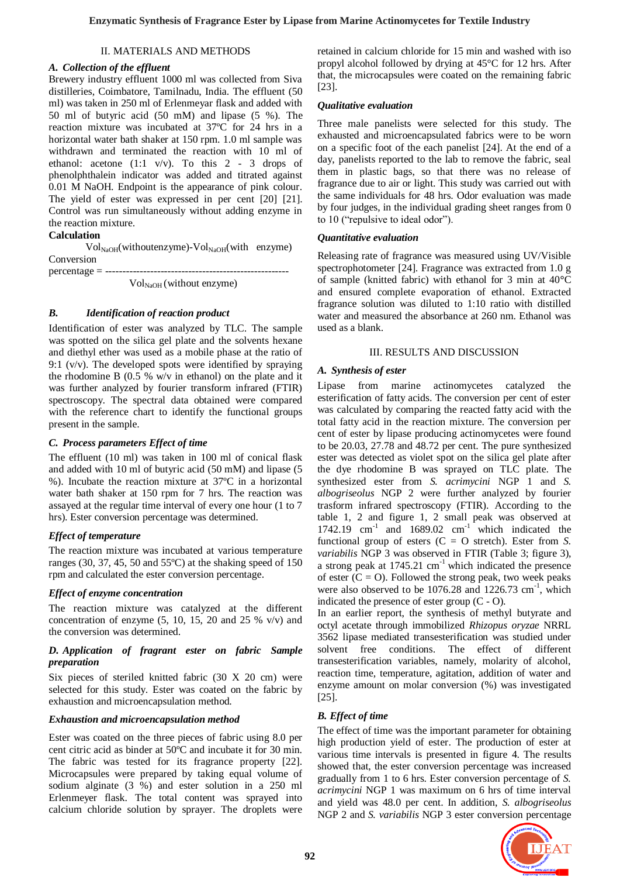## II. MATERIALS AND METHODS

### *A. Collection of the effluent*

Brewery industry effluent 1000 ml was collected from Siva distilleries, Coimbatore, Tamilnadu, India. The effluent (50 ml) was taken in 250 ml of Erlenmeyar flask and added with 50 ml of butyric acid (50 mM) and lipase (5 %). The reaction mixture was incubated at 37ºC for 24 hrs in a horizontal water bath shaker at 150 rpm. 1.0 ml sample was withdrawn and terminated the reaction with 10 ml of ethanol: acetone (1:1 v/v). To this 2 - 3 drops of phenolphthalein indicator was added and titrated against 0.01 M NaOH. Endpoint is the appearance of pink colour. The yield of ester was expressed in per cent [20] [21]. Control was run simultaneously without adding enzyme in the reaction mixture.

**Calculation**

$$\text{Conversion percentage} = \frac{Vol_{NaOH}(\text{without enzyme}) - Vol_{NaOH}(\text{with enzyme})}{Vol_{NaOH}(\text{without enzyme})}$$

### *B. Identification of reaction product*

Identification of ester was analyzed by TLC. The sample was spotted on the silica gel plate and the solvents hexane and diethyl ether was used as a mobile phase at the ratio of 9:1 (v/v). The developed spots were identified by spraying the rhodomine B (0.5 % w/v in ethanol) on the plate and it was further analyzed by fourier transform infrared (FTIR) spectroscopy. The spectral data obtained were compared with the reference chart to identify the functional groups present in the sample.

### *C. Process parameters Effect of time*

The effluent (10 ml) was taken in 100 ml of conical flask and added with 10 ml of butyric acid (50 mM) and lipase (5 %). Incubate the reaction mixture at 37ºC in a horizontal water bath shaker at 150 rpm for 7 hrs. The reaction was assayed at the regular time interval of every one hour (1 to 7 hrs). Ester conversion percentage was determined.

#### *Effect of temperature*

The reaction mixture was incubated at various temperature ranges (30, 37, 45, 50 and 55ºC) at the shaking speed of 150 rpm and calculated the ester conversion percentage.

#### *Effect of enzyme concentration*

The reaction mixture was catalyzed at the different concentration of enzyme (5, 10, 15, 20 and 25 % v/v) and the conversion was determined.

### *D. Application of fragrant ester on fabric Sample preparation*

Six pieces of steriled knitted fabric (30 X 20 cm) were selected for this study. Ester was coated on the fabric by exhaustion and microencapsulation method.

#### *Exhaustion and microencapsulation method*

Ester was coated on the three pieces of fabric using 8.0 per cent citric acid as binder at 50ºC and incubate it for 30 min. The fabric was tested for its fragrance property [22]. Microcapsules were prepared by taking equal volume of sodium alginate (3 %) and ester solution in a 250 ml Erlenmeyer flask. The total content was sprayed into calcium chloride solution by sprayer. The droplets were retained in calcium chloride for 15 min and washed with iso propyl alcohol followed by drying at 45°C for 12 hrs. After that, the microcapsules were coated on the remaining fabric [23].

#### *Qualitative evaluation*

Three male panelists were selected for this study. The exhausted and microencapsulated fabrics were to be worn on a specific foot of the each panelist [24]. At the end of a day, panelists reported to the lab to remove the fabric, seal them in plastic bags, so that there was no release of fragrance due to air or light. This study was carried out with the same individuals for 48 hrs. Odor evaluation was made by four judges, in the individual grading sheet ranges from 0 to 10 ("repulsive to ideal odor").

#### *Quantitative evaluation*

Releasing rate of fragrance was measured using UV/Visible spectrophotometer [24]. Fragrance was extracted from 1.0 g of sample (knitted fabric) with ethanol for 3 min at 40°C and ensured complete evaporation of ethanol. Extracted fragrance solution was diluted to 1:10 ratio with distilled water and measured the absorbance at 260 nm. Ethanol was used as a blank.

## III. RESULTS AND DISCUSSION

### *A. Synthesis of ester*

Lipase from marine actinomycetes catalyzed the esterification of fatty acids. The conversion per cent of ester was calculated by comparing the reacted fatty acid with the total fatty acid in the reaction mixture. The conversion per cent of ester by lipase producing actinomycetes were found to be 20.03, 27.78 and 48.72 per cent. The pure synthesized ester was detected as violet spot on the silica gel plate after the dye rhodomine B was sprayed on TLC plate. The synthesized ester from *S. acrimycini* NGP 1 and *S. albogriseolus* NGP 2 were further analyzed by fourier trasform infrared spectroscopy (FTIR). According to the table 1, 2 and figure 1, 2 small peak was observed at 1742.19 $cm^{-1}$ and 1689.02 $cm^{-1}$ which indicated the functional group of esters (C = O stretch). Ester from *S. variabilis* NGP 3 was observed in FTIR (Table 3; figure 3), a strong peak at 1745.21 $cm^{-1}$ which indicated the presence of ester (C = O). Followed the strong peak, two week peaks were also observed to be 1076.28 and 1226.73 $cm^{-1}$, which indicated the presence of ester group (C - O).

In an earlier report, the synthesis of methyl butyrate and octyl acetate through immobilized *Rhizopus oryzae* NRRL 3562 lipase mediated transesterification was studied under solvent free conditions. The effect of different transesterification variables, namely, molarity of alcohol, reaction time, temperature, agitation, addition of water and enzyme amount on molar conversion (%) was investigated [25].

### *B. Effect of time*

The effect of time was the important parameter for obtaining high production yield of ester. The production of ester at various time intervals is presented in figure 4. The results showed that, the ester conversion percentage was increased gradually from 1 to 6 hrs. Ester conversion percentage of *S. acrimycini* NGP 1 was maximum on 6 hrs of time interval and yield was 48.0 per cent. In addition, *S. albogriseolus* NGP 2 and *S. variabilis* NGP 3 ester conversion percentage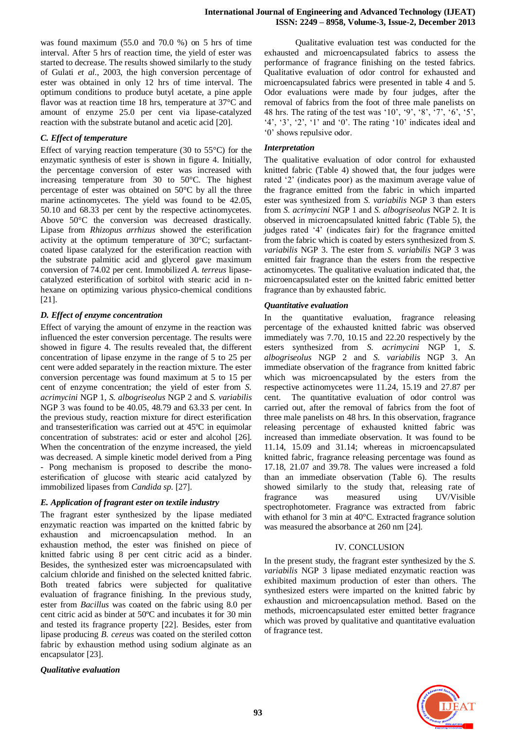was found maximum (55.0 and 70.0 %) on 5 hrs of time interval. After 5 hrs of reaction time, the yield of ester was started to decrease. The results showed similarly to the study of Gulati *et al.*, 2003, the high conversion percentage of ester was obtained in only 12 hrs of time interval. The optimum conditions to produce butyl acetate, a pine apple flavor was at reaction time 18 hrs, temperature at 37°C and amount of enzyme 25.0 per cent via lipase-catalyzed reaction with the substrate butanol and acetic acid [20].

### *C. Effect of temperature*

Effect of varying reaction temperature (30 to 55°C) for the enzymatic synthesis of ester is shown in figure 4. Initially, the percentage conversion of ester was increased with increasing temperature from 30 to 50°C. The highest percentage of ester was obtained on 50°C by all the three marine actinomycetes. The yield was found to be 42.05, 50.10 and 68.33 per cent by the respective actinomycetes. Above 50°C the conversion was decreased drastically. Lipase from *Rhizopus arrhizus* showed the esterification activity at the optimum temperature of 30°C; surfactant-coated lipase catalyzed for the esterification reaction with the substrate palmitic acid and glycerol gave maximum conversion of 74.02 per cent. Immobilized *A. terreus* lipase-catalyzed esterification of sorbitol with stearic acid in n-hexane on optimizing various physico-chemical conditions [21].

### *D. Effect of enzyme concentration*

Effect of varying the amount of enzyme in the reaction was influenced the ester conversion percentage. The results were showed in figure 4. The results revealed that, the different concentration of lipase enzyme in the range of 5 to 25 per cent were added separately in the reaction mixture. The ester conversion percentage was found maximum at 5 to 15 per cent of enzyme concentration; the yield of ester from *S. acrimycini* NGP 1, *S. albogriseolus* NGP 2 and *S. variabilis* NGP 3 was found to be 40.05, 48.79 and 63.33 per cent. In the previous study, reaction mixture for direct esterification and transesterification was carried out at 45ºC in equimolar concentration of substrates: acid or ester and alcohol [26]. When the concentration of the enzyme increased, the yield was decreased. A simple kinetic model derived from a Ping - Pong mechanism is proposed to describe the mono-esterification of glucose with stearic acid catalyzed by immobilized lipases from *Candida sp.* [27].

### *E. Application of fragrant ester on textile industry*

The fragrant ester synthesized by the lipase mediated enzymatic reaction was imparted on the knitted fabric by exhaustion and microencapsulation method. In an exhaustion method, the ester was finished on piece of knitted fabric using 8 per cent citric acid as a binder. Besides, the synthesized ester was microencapsulated with calcium chloride and finished on the selected knitted fabric. Both treated fabrics were subjected for qualitative evaluation of fragrance finishing. In the previous study, ester from *Bacillus* was coated on the fabric using 8.0 per cent citric acid as binder at 50ºC and incubates it for 30 min and tested its fragrance property [22]. Besides, ester from lipase producing *B. cereus* was coated on the steriled cotton fabric by exhaustion method using sodium alginate as an encapsulator [23].

#### *Qualitative evaluation*

Qualitative evaluation test was conducted for the exhausted and microencapsulated fabrics to assess the performance of fragrance finishing on the tested fabrics. Qualitative evaluation of odor control for exhausted and microencapsulated fabrics were presented in table 4 and 5. Odor evaluations were made by four judges, after the removal of fabrics from the foot of three male panelists on 48 hrs. The rating of the test was '10', '9', '8', '7', '6', '5', '4', '3', '2', '1' and '0'. The rating '10' indicates ideal and '0' shows repulsive odor.

#### *Interpretation*

The qualitative evaluation of odor control for exhausted knitted fabric (Table 4) showed that, the four judges were rated '2' (indicates poor) as the maximum average value of the fragrance emitted from the fabric in which imparted ester was synthesized from *S. variabilis* NGP 3 than esters from *S. acrimycini* NGP 1 and *S. albogriseolus* NGP 2. It is observed in microencapsulated knitted fabric (Table 5), the judges rated '4' (indicates fair) for the fragrance emitted from the fabric which is coated by esters synthesized from *S. variabilis* NGP 3. The ester from *S. variabilis* NGP 3 was emitted fair fragrance than the esters from the respective actinomycetes. The qualitative evaluation indicated that, the microencapsulated ester on the knitted fabric emitted better fragrance than by exhausted fabric.

#### *Quantitative evaluation*

In the quantitative evaluation, fragrance releasing percentage of the exhausted knitted fabric was observed immediately was 7.70, 10.15 and 22.20 respectively by the esters synthesized from *S. acrimycini* NGP 1, *S. albogriseolus* NGP 2 and *S. variabilis* NGP 3. An immediate observation of the fragrance from knitted fabric which was microencapsulated by the esters from the respective actinomycetes were 11.24, 15.19 and 27.87 per cent. The quantitative evaluation of odor control was carried out, after the removal of fabrics from the foot of three male panelists on 48 hrs. In this observation, fragrance releasing percentage of exhausted knitted fabric was increased than immediate observation. It was found to be 11.14, 15.09 and 31.14; whereas in microencapsulated knitted fabric, fragrance releasing percentage was found as 17.18, 21.07 and 39.78. The values were increased a fold than an immediate observation (Table 6). The results showed similarly to the study that, releasing rate of fragrance was measured using UV/Visible spectrophotometer. Fragrance was extracted from fabric with ethanol for 3 min at 40°C. Extracted fragrance solution was measured the absorbance at 260 nm [24].

## IV. CONCLUSION

In the present study, the fragrant ester synthesized by the *S. variabilis* NGP 3 lipase mediated enzymatic reaction was exhibited maximum production of ester than others. The synthesized esters were imparted on the knitted fabric by exhaustion and microencapsulation method. Based on the methods, microencapsulated ester emitted better fragrance which was proved by qualitative and quantitative evaluation of fragrance test.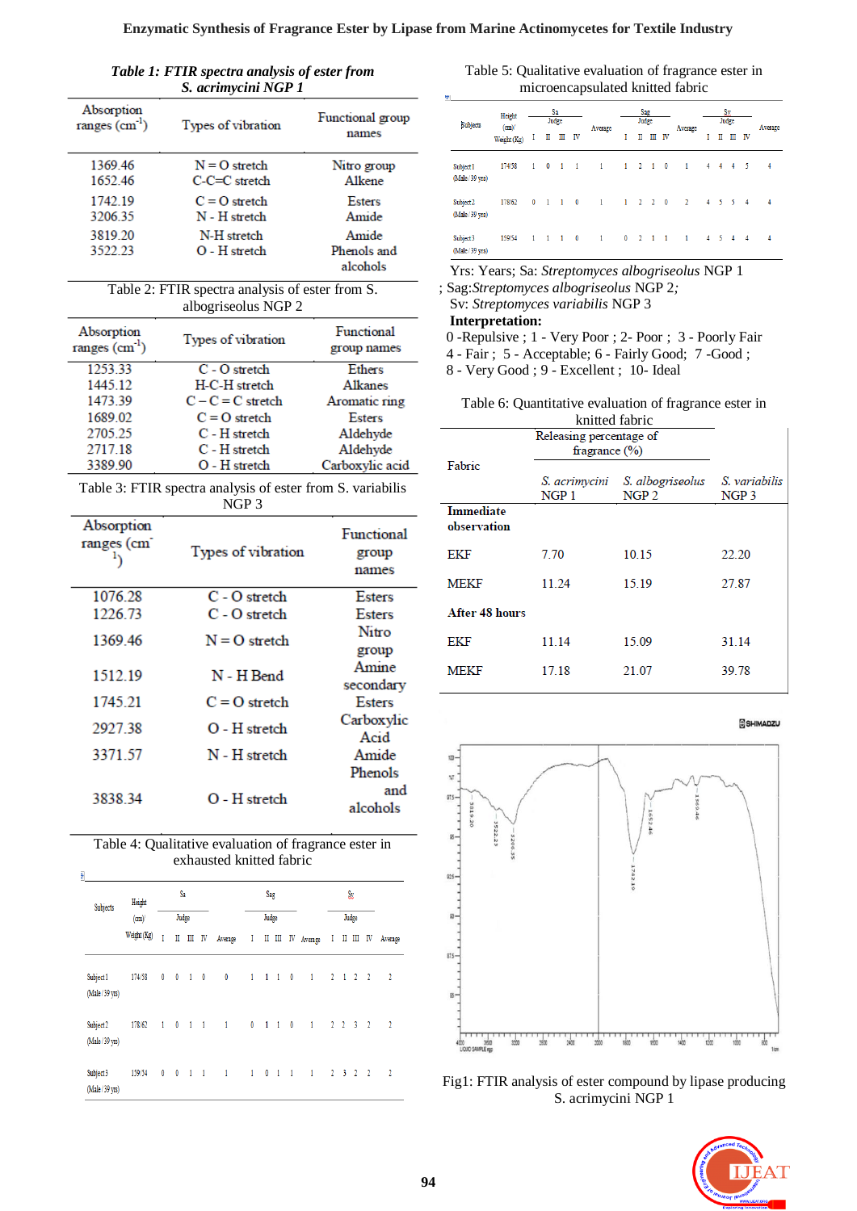**Table 1: FTIR spectra analysis of ester from S. acrimycini NGP 1**

| Absorption ranges ($cm^{-1}$) | Types of vibration | Functional group names |
|---|---|---|
| 1369.46 | N = O stretch | Nitro group |
| 1652.46 | C-C=C stretch | Alkene |
| 1742.19 | C = O stretch | Esters |
| 3206.35 | N - H stretch | Amide |
| 3819.20 | N-H stretch | Amide |
| 3522.23 | O - H stretch | Phenols and alcohols |

Table 2: FTIR spectra analysis of ester from S. albogriseolus NGP 2

| Absorption ranges ($cm^{-1}$) | Types of vibration | Functional group names |
|---|---|---|
| 1253.33 | C - O stretch | Ethers |
| 1445.12 | H-C-H stretch | Alkanes |
| 1473.39 | C – C = C stretch | Aromatic ring |
| 1689.02 | C = O stretch | Esters |
| 2705.25 | C - H stretch | Aldehyde |
| 2717.18 | C - H stretch | Aldehyde |
| 3389.90 | O - H stretch | Carboxylic acid |

Table 3: FTIR spectra analysis of ester from S. variabilis NGP 3

| Absorption ranges ($cm^{-1}$) | Types of vibration | Functional group names |
|---|---|---|
| 1076.28 | C - O stretch | Esters |
| 1226.73 | C - O stretch | Esters |
| 1369.46 | N = O stretch | Nitro group |
| 1512.19 | N - H Bend | Amine secondary |
| 1745.21 | C = O stretch | Esters |
| 2927.38 | O - H stretch | Carboxylic Acid |
| 3371.57 | N - H stretch | Amide |
| 3838.34 | O - H stretch | Phenols and alcohols |

Table 4: Qualitative evaluation of fragrance ester in exhausted knitted fabric

| Subjects | Height (cm)/ Weight (Kg) | Sa Judge I | II | III | IV | Average | Sag Judge I | II | III | IV | Average | Sv Judge I | II | III | IV | Average |
|---|---|---|---|---|---|---|---|---|---|---|---|---|---|---|---|---|
| Subject1 (Male / 39 yrs) | 174/58 | 0 | 0 | 1 | 0 | 0 | 1 | 1 | 1 | 0 | 1 | 2 | 1 | 2 | 2 | 2 |
| Subject2 (Male / 39 yrs) | 178/62 | 1 | 0 | 1 | 1 | 1 | 0 | 1 | 1 | 0 | 1 | 2 | 2 | 3 | 2 | 2 |
| Subject3 (Male / 39 yrs) | 159/54 | 0 | 0 | 1 | 1 | 1 | 1 | 0 | 1 | 1 | 1 | 2 | 3 | 2 | 2 | 2 |

Table 5: Qualitative evaluation of fragrance ester in microencapsulated knitted fabric

| Subjects | Height (cm)/ Weight (Kg) | Sa Judge I | II | III | IV | Average | Sag Judge I | II | III | IV | Average | Sv Judge I | II | III | IV | Average |
|---|---|---|---|---|---|---|---|---|---|---|---|---|---|---|---|---|
| Subject1 (Male / 39 yrs) | 174/58 | 1 | 0 | 1 | 1 | 1 | 1 | 2 | 1 | 0 | 1 | 4 | 4 | 4 | 5 | 4 |
| Subject2 (Male / 39 yrs) | 178/62 | 0 | 1 | 1 | 0 | 1 | 1 | 2 | 2 | 0 | 2 | 4 | 5 | 5 | 4 | 4 |
| Subject3 (Male / 39 yrs) | 159/54 | 1 | 1 | 1 | 0 | 1 | 0 | 2 | 1 | 1 | 1 | 4 | 5 | 4 | 4 | 4 |

Yrs: Years; Sa: *Streptomyces albogriseolus* NGP 1 ; Sag:*Streptomyces albogriseolus* NGP 2; Sv: *Streptomyces variabilis* NGP 3

**Interpretation:**
0 -Repulsive ; 1 - Very Poor ; 2- Poor ; 3 - Poorly Fair
4 - Fair ; 5 - Acceptable; 6 - Fairly Good; 7 -Good ;
8 - Very Good ; 9 - Excellent ; 10- Ideal

Table 6: Quantitative evaluation of fragrance ester in knitted fabric

| Fabric | Releasing percentage of fragrance (%) *S. acrimycini* NGP 1 | *S. albogriseolus* NGP 2 | *S. variabilis* NGP 3 |
|---|---|---|---|
| **Immediate observation** | | | |
| EKF | 7.70 | 10.15 | 22.20 |
| MEKF | 11.24 | 15.19 | 27.87 |
| **After 48 hours** | | | |
| EKF | 11.14 | 15.09 | 31.14 |
| MEKF | 17.18 | 21.07 | 39.78 |

Fig1: FTIR analysis of ester compound by lipase producing S. acrimycini NGP 1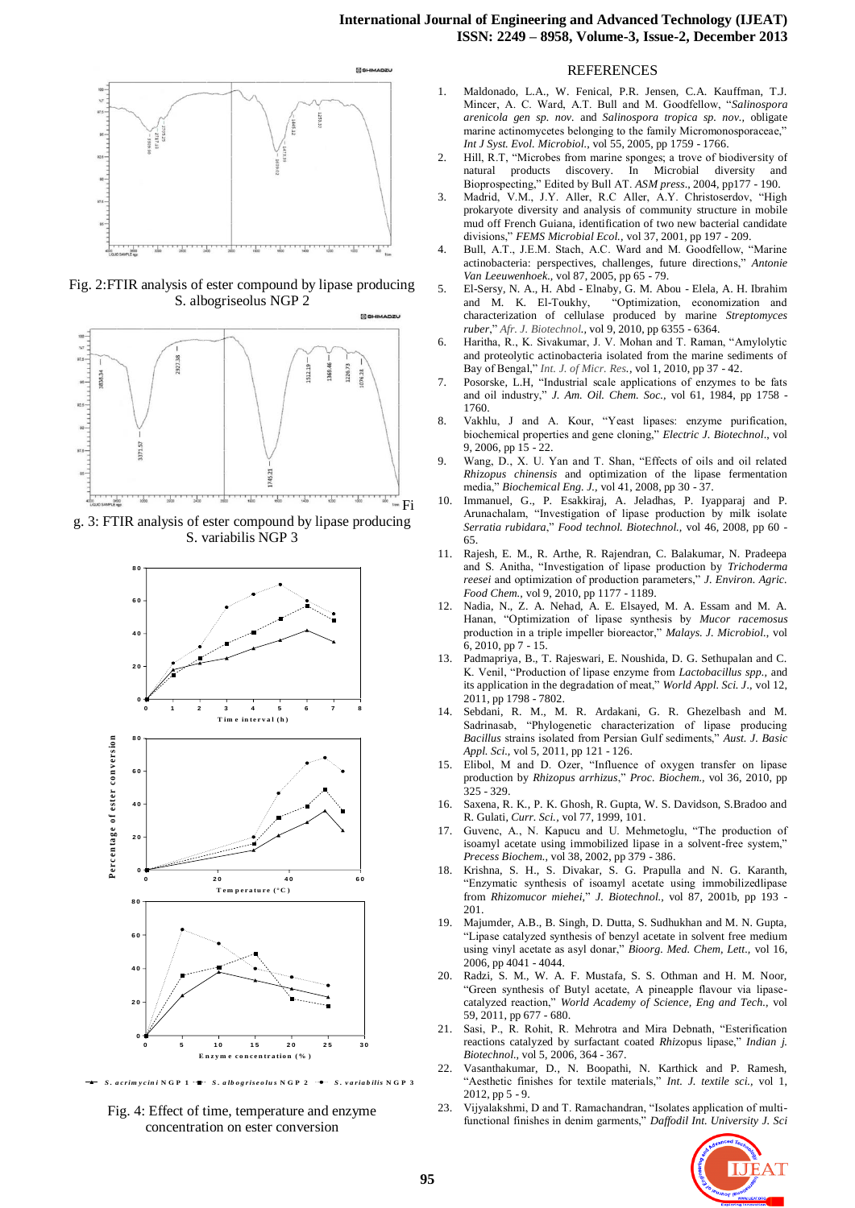Fig. 2:FTIR analysis of ester compound by lipase producing S. albogriseolus NGP 2

Fig. 3: FTIR analysis of ester compound by lipase producing S. variabilis NGP 3

Fig. 4: Effect of time, temperature and enzyme concentration on ester conversion

## REFERENCES

1. Maldonado, L.A., W. Fenical, P.R. Jensen, C.A. Kauffman, T.J. Mincer, A. C. Ward, A.T. Bull and M. Goodfellow, "*Salinospora arenicola gen sp. nov.* and *Salinospora tropica sp. nov.*, obligate marine actinomycetes belonging to the family Micromonosporaceae," *Int J Syst. Evol. Microbiol.*, vol 55, 2005, pp 1759 - 1766.
2. Hill, R.T, "Microbes from marine sponges; a trove of biodiversity of natural products discovery. In Microbial diversity and Bioprospecting," Edited by Bull AT. *ASM press*., 2004, pp177 - 190.
3. Madrid, V.M., J.Y. Aller, R.C Aller, A.Y. Christoserdov, "High prokaryote diversity and analysis of community structure in mobile mud off French Guiana, identification of two new bacterial candidate divisions," *FEMS Microbial Ecol.*, vol 37, 2001, pp 197 - 209.
4. Bull, A.T., J.E.M. Stach, A.C. Ward and M. Goodfellow, "Marine actinobacteria: perspectives, challenges, future directions," *Antonie Van Leeuwenhoek.*, vol 87, 2005, pp 65 - 79.
5. El-Sersy, N. A., H. Abd - Elnaby, G. M. Abou - Elela, A. H. Ibrahim and M. K. El-Toukhy, "Optimization, economization and characterization of cellulase produced by marine *Streptomyces ruber*," *Afr. J. Biotechnol.*, vol 9, 2010, pp 6355 - 6364.
6. Haritha, R., K. Sivakumar, J. V. Mohan and T. Raman, "Amylolytic and proteolytic actinobacteria isolated from the marine sediments of Bay of Bengal," *Int. J. of Micr. Res.*, vol 1, 2010, pp 37 - 42.
7. Posorske, L.H, "Industrial scale applications of enzymes to be fats and oil industry," *J. Am. Oil. Chem. Soc.*, vol 61, 1984, pp 1758 - 1760.
8. Vakhlu, J and A. Kour, "Yeast lipases: enzyme purification, biochemical properties and gene cloning," *Electric J. Biotechnol.*, vol 9, 2006, pp 15 - 22.
9. Wang, D., X. U. Yan and T. Shan, "Effects of oils and oil related *Rhizopus chinensis* and optimization of the lipase fermentation media," *Biochemical Eng. J.*, vol 41, 2008, pp 30 - 37.
10. Immanuel, G., P. Esakkiraj, A. Jeladhas, P. Iyapparaj and P. Arunachalam, "Investigation of lipase production by milk isolate *Serratia rubidara*," *Food technol. Biotechnol.*, vol 46, 2008, pp 60 - 65.
11. Rajesh, E. M., R. Arthe, R. Rajendran, C. Balakumar, N. Pradeepa and S. Anitha, "Investigation of lipase production by *Trichoderma reesei* and optimization of production parameters," *J. Environ. Agric. Food Chem.*, vol 9, 2010, pp 1177 - 1189.
12. Nadia, N., Z. A. Nehad, A. E. Elsayed, M. A. Essam and M. A. Hanan, "Optimization of lipase synthesis by *Mucor racemosus* production in a triple impeller bioreactor," *Malays. J. Microbiol.*, vol 6, 2010, pp 7 - 15.
13. Padmapriya, B., T. Rajeswari, E. Noushida, D. G. Sethupalan and C. K. Venil, "Production of lipase enzyme from *Lactobacillus spp.*, and its application in the degradation of meat," *World Appl. Sci. J.*, vol 12, 2011, pp 1798 - 7802.
14. Sebdani, R. M., M. R. Ardakani, G. R. Ghezelbash and M. Sadrinasab, "Phylogenetic characterization of lipase producing *Bacillus* strains isolated from Persian Gulf sediments," *Aust. J. Basic Appl. Sci.*, vol 5, 2011, pp 121 - 126.
15. Elibol, M and D. Ozer, "Influence of oxygen transfer on lipase production by *Rhizopus arrhizus*," *Proc. Biochem.*, vol 36, 2010, pp 325 - 329.
16. Saxena, R. K., P. K. Ghosh, R. Gupta, W. S. Davidson, S.Bradoo and R. Gulati, *Curr. Sci.*, vol 77, 1999, 101.
17. Guvenc, A., N. Kapucu and U. Mehmetoglu, "The production of isoamyl acetate using immobilized lipase in a solvent-free system," *Precess Biochem.*, vol 38, 2002, pp 379 - 386.
18. Krishna, S. H., S. Divakar, S. G. Prapulla and N. G. Karanth, "Enzymatic synthesis of isoamyl acetate using immobilizedlipase from *Rhizomucor miehei*," *J. Biotechnol.*, vol 87, 2001b, pp 193 - 201.
19. Majumder, A.B., B. Singh, D. Dutta, S. Sudhukhan and M. N. Gupta, "Lipase catalyzed synthesis of benzyl acetate in solvent free medium using vinyl acetate as asyl donar," *Bioorg. Med. Chem, Lett.*, vol 16, 2006, pp 4041 - 4044.
20. Radzi, S. M., W. A. F. Mustafa, S. S. Othman and H. M. Noor, "Green synthesis of Butyl acetate, A pineapple flavour via lipase-catalyzed reaction," *World Academy of Science, Eng and Tech.*, vol 59, 2011, pp 677 - 680.
21. Sasi, P., R. Rohit, R. Mehrotra and Mira Debnath, "Esterification reactions catalyzed by surfactant coated *Rhizopus* lipase," *Indian j. Biotechnol.*, vol 5, 2006, 364 - 367.
22. Vasanthakumar, D., N. Boopathi, N. Karthick and P. Ramesh, "Aesthetic finishes for textile materials," *Int. J. textile sci.*, vol 1, 2012, pp 5 - 9.
23. Vijyalakshmi, D and T. Ramachandran, "Isolates application of multi-functional finishes in denim garments," *Daffodil Int. University J. Sci*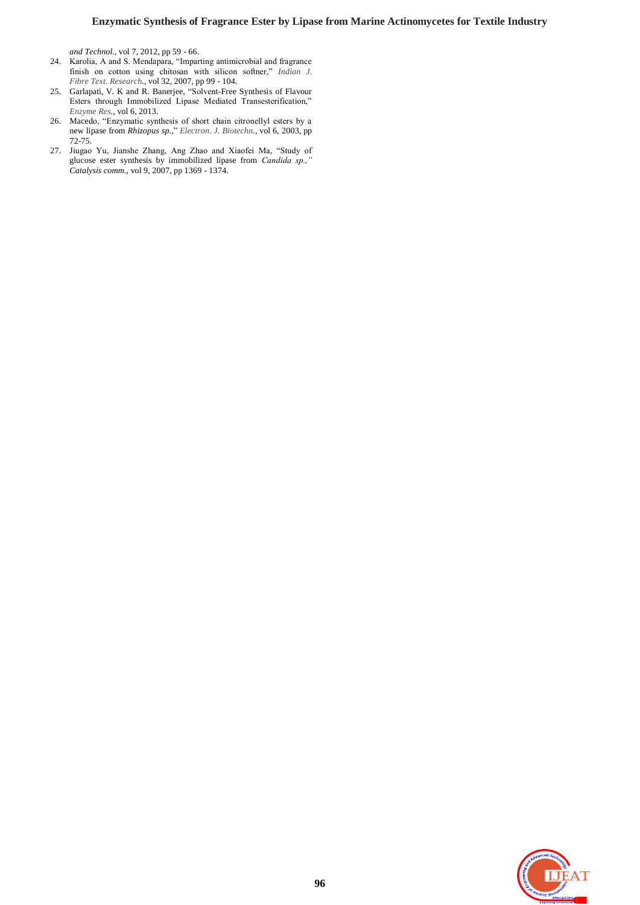*and Technol.*, vol 7, 2012, pp 59 - 66.

24. Karolia, A and S. Mendapara, "Imparting antimicrobial and fragrance finish on cotton using chitosan with silicon softner," *Indian J. Fibre Text. Research.*, vol 32, 2007, pp 99 - 104.
25. Garlapati, V. K and R. Banerjee, "Solvent-Free Synthesis of Flavour Esters through Immobilized Lipase Mediated Transesterification," *Enzyme Res.*, vol 6, 2013.
26. Macedo, "Enzymatic synthesis of short chain citronellyl esters by a new lipase from *Rhizopus sp.*," *Electron. J. Biotechn.*, vol 6, 2003, pp 72-75.
27. Jiugao Yu, Jianshe Zhang, Ang Zhao and Xiaofei Ma, "Study of glucose ester synthesis by immobilized lipase from *Candida sp.*," *Catalysis comm.*, vol 9, 2007, pp 1369 - 1374.